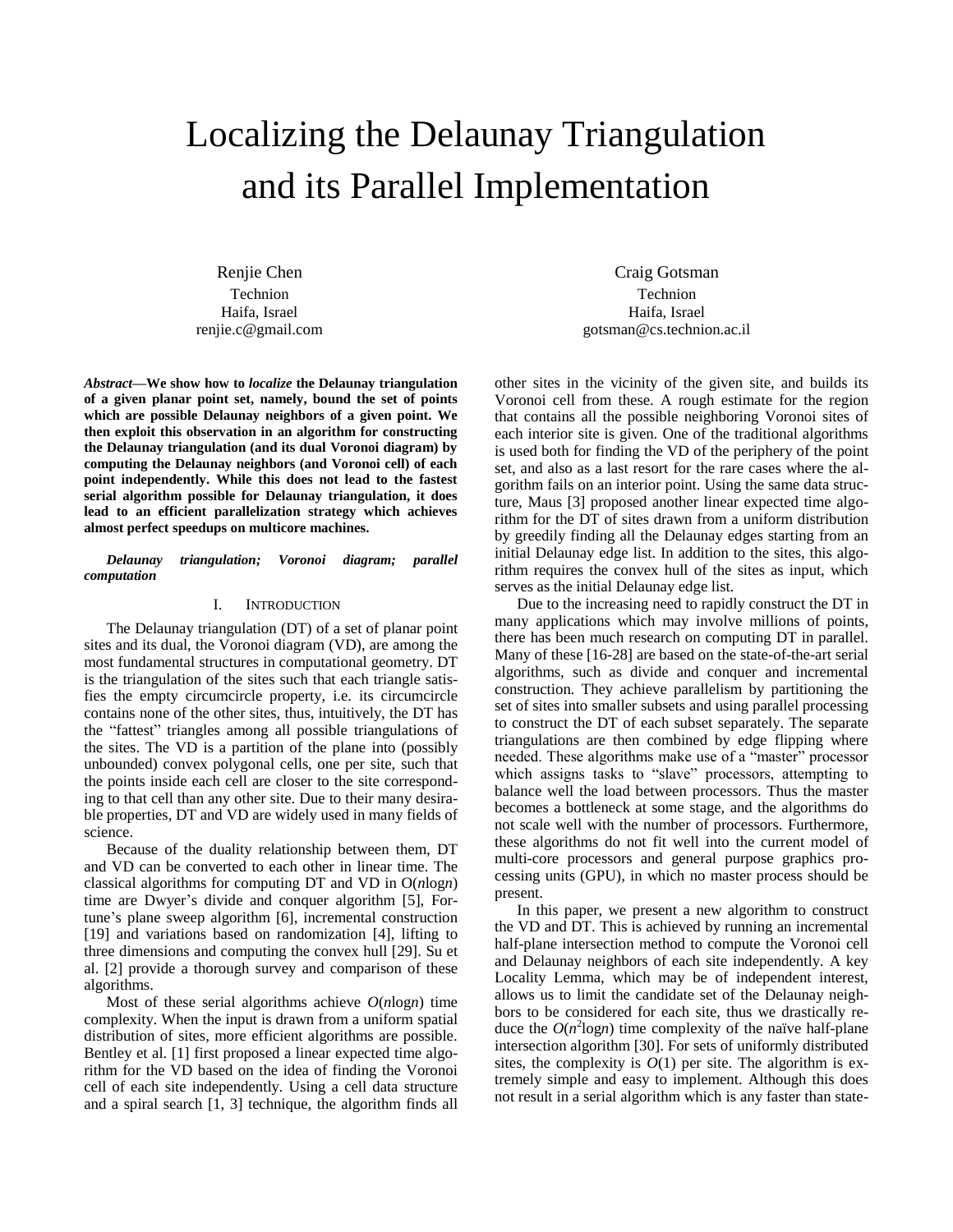# Localizing the Delaunay Triangulation and its Parallel Implementation

Renjie Chen
Technion
Haifa, Israel
renjie.c@gmail.com

Craig Gotsman
Technion
Haifa, Israel
gotsman@cs.technion.ac.il

***Abstract*—We show how to *localize* the Delaunay triangulation of a given planar point set, namely, bound the set of points which are possible Delaunay neighbors of a given point. We then exploit this observation in an algorithm for constructing the Delaunay triangulation (and its dual Voronoi diagram) by computing the Delaunay neighbors (and Voronoi cell) of each point independently. While this does not lead to the fastest serial algorithm possible for Delaunay triangulation, it does lead to an efficient parallelization strategy which achieves almost perfect speedups on multicore machines.**

***Delaunay triangulation; Voronoi diagram; parallel computation***

## I. Introduction

The Delaunay triangulation (DT) of a set of planar point sites and its dual, the Voronoi diagram (VD), are among the most fundamental structures in computational geometry. DT is the triangulation of the sites such that each triangle satisfies the empty circumcircle property, i.e. its circumcircle contains none of the other sites, thus, intuitively, the DT has the "fattest" triangles among all possible triangulations of the sites. The VD is a partition of the plane into (possibly unbounded) convex polygonal cells, one per site, such that the points inside each cell are closer to the site corresponding to that cell than any other site. Due to their many desirable properties, DT and VD are widely used in many fields of science.

Because of the duality relationship between them, DT and VD can be converted to each other in linear time. The classical algorithms for computing DT and VD in O($n$log$n$) time are Dwyer's divide and conquer algorithm [5], Fortune's plane sweep algorithm [6], incremental construction [19] and variations based on randomization [4], lifting to three dimensions and computing the convex hull [29]. Su et al. [2] provide a thorough survey and comparison of these algorithms.

Most of these serial algorithms achieve $O(n\log n)$ time complexity. When the input is drawn from a uniform spatial distribution of sites, more efficient algorithms are possible. Bentley et al. [1] first proposed a linear expected time algorithm for the VD based on the idea of finding the Voronoi cell of each site independently. Using a cell data structure and a spiral search [1, 3] technique, the algorithm finds all other sites in the vicinity of the given site, and builds its Voronoi cell from these. A rough estimate for the region that contains all the possible neighboring Voronoi sites of each interior site is given. One of the traditional algorithms is used both for finding the VD of the periphery of the point set, and also as a last resort for the rare cases where the algorithm fails on an interior point. Using the same data structure, Maus [3] proposed another linear expected time algorithm for the DT of sites drawn from a uniform distribution by greedily finding all the Delaunay edges starting from an initial Delaunay edge list. In addition to the sites, this algorithm requires the convex hull of the sites as input, which serves as the initial Delaunay edge list.

Due to the increasing need to rapidly construct the DT in many applications which may involve millions of points, there has been much research on computing DT in parallel. Many of these [16-28] are based on the state-of-the-art serial algorithms, such as divide and conquer and incremental construction. They achieve parallelism by partitioning the set of sites into smaller subsets and using parallel processing to construct the DT of each subset separately. The separate triangulations are then combined by edge flipping where needed. These algorithms make use of a "master" processor which assigns tasks to "slave" processors, attempting to balance well the load between processors. Thus the master becomes a bottleneck at some stage, and the algorithms do not scale well with the number of processors. Furthermore, these algorithms do not fit well into the current model of multi-core processors and general purpose graphics processing units (GPU), in which no master process should be present.

In this paper, we present a new algorithm to construct the VD and DT. This is achieved by running an incremental half-plane intersection method to compute the Voronoi cell and Delaunay neighbors of each site independently. A key Locality Lemma, which may be of independent interest, allows us to limit the candidate set of the Delaunay neighbors to be considered for each site, thus we drastically reduce the $O(n^2\log n)$ time complexity of the naïve half-plane intersection algorithm [30]. For sets of uniformly distributed sites, the complexity is $O(1)$ per site. The algorithm is extremely simple and easy to implement. Although this does not result in a serial algorithm which is any faster than state-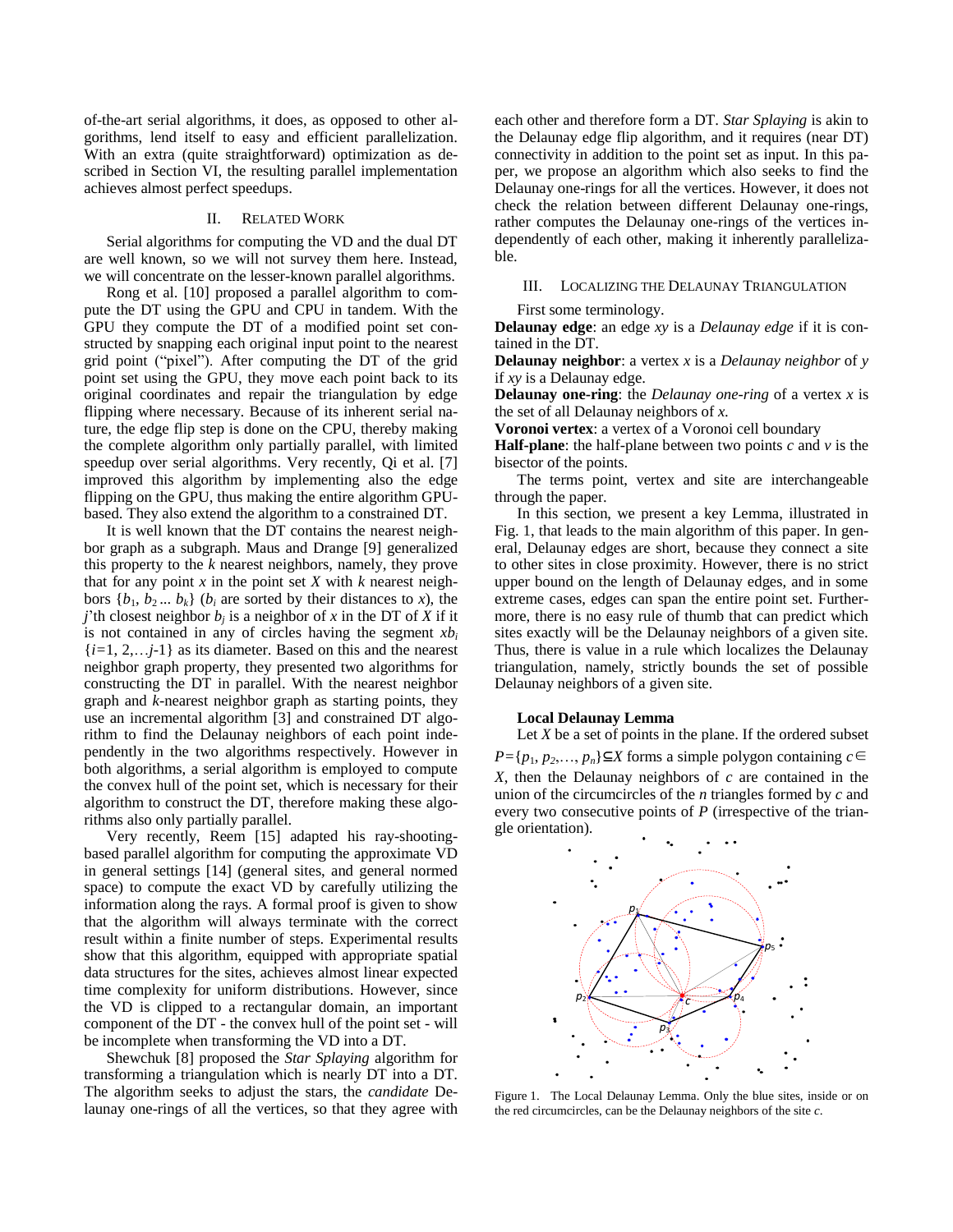of-the-art serial algorithms, it does, as opposed to other algorithms, lend itself to easy and efficient parallelization. With an extra (quite straightforward) optimization as described in Section VI, the resulting parallel implementation achieves almost perfect speedups.

## II. Related Work

Serial algorithms for computing the VD and the dual DT are well known, so we will not survey them here. Instead, we will concentrate on the lesser-known parallel algorithms.

Rong et al. [10] proposed a parallel algorithm to compute the DT using the GPU and CPU in tandem. With the GPU they compute the DT of a modified point set constructed by snapping each original input point to the nearest grid point ("pixel"). After computing the DT of the grid point set using the GPU, they move each point back to its original coordinates and repair the triangulation by edge flipping where necessary. Because of its inherent serial nature, the edge flip step is done on the CPU, thereby making the complete algorithm only partially parallel, with limited speedup over serial algorithms. Very recently, Qi et al. [7] improved this algorithm by implementing also the edge flipping on the GPU, thus making the entire algorithm GPU-based. They also extend the algorithm to a constrained DT.

It is well known that the DT contains the nearest neighbor graph as a subgraph. Maus and Drange [9] generalized this property to the *k* nearest neighbors, namely, they prove that for any point *x* in the point set *X* with *k* nearest neighbors $\{b_1, b_2 ... b_k\}$ ($b_i$ are sorted by their distances to *x*), the *j*'th closest neighbor $b_j$ is a neighbor of *x* in the DT of *X* if it is not contained in any of circles having the segment $xb_i$ $\{i=1, 2,...j\text{-}1\}$ as its diameter. Based on this and the nearest neighbor graph property, they presented two algorithms for constructing the DT in parallel. With the nearest neighbor graph and *k*-nearest neighbor graph as starting points, they use an incremental algorithm [3] and constrained DT algorithm to find the Delaunay neighbors of each point independently in the two algorithms respectively. However in both algorithms, a serial algorithm is employed to compute the convex hull of the point set, which is necessary for their algorithm to construct the DT, therefore making these algorithms also only partially parallel.

Very recently, Reem [15] adapted his ray-shooting-based parallel algorithm for computing the approximate VD in general settings [14] (general sites, and general normed space) to compute the exact VD by carefully utilizing the information along the rays. A formal proof is given to show that the algorithm will always terminate with the correct result within a finite number of steps. Experimental results show that this algorithm, equipped with appropriate spatial data structures for the sites, achieves almost linear expected time complexity for uniform distributions. However, since the VD is clipped to a rectangular domain, an important component of the DT - the convex hull of the point set - will be incomplete when transforming the VD into a DT.

Shewchuk [8] proposed the *Star Splaying* algorithm for transforming a triangulation which is nearly DT into a DT. The algorithm seeks to adjust the stars, the *candidate* Delaunay one-rings of all the vertices, so that they agree with each other and therefore form a DT. *Star Splaying* is akin to the Delaunay edge flip algorithm, and it requires (near DT) connectivity in addition to the point set as input. In this paper, we propose an algorithm which also seeks to find the Delaunay one-rings for all the vertices. However, it does not check the relation between different Delaunay one-rings, rather computes the Delaunay one-rings of the vertices independently of each other, making it inherently parallelizable.

## III. Localizing the Delaunay Triangulation

First some terminology.

**Delaunay edge**: an edge *xy* is a *Delaunay edge* if it is contained in the DT.

**Delaunay neighbor**: a vertex *x* is a *Delaunay neighbor* of *y* if *xy* is a Delaunay edge.

**Delaunay one-ring**: the *Delaunay one-ring* of a vertex *x* is the set of all Delaunay neighbors of *x*.

**Voronoi vertex**: a vertex of a Voronoi cell boundary

**Half-plane**: the half-plane between two points *c* and *v* is the bisector of the points.

The terms point, vertex and site are interchangeable through the paper.

In this section, we present a key Lemma, illustrated in Fig. 1, that leads to the main algorithm of this paper. In general, Delaunay edges are short, because they connect a site to other sites in close proximity. However, there is no strict upper bound on the length of Delaunay edges, and in some extreme cases, edges can span the entire point set. Furthermore, there is no easy rule of thumb that can predict which sites exactly will be the Delaunay neighbors of a given site. Thus, there is value in a rule which localizes the Delaunay triangulation, namely, strictly bounds the set of possible Delaunay neighbors of a given site.

**Local Delaunay Lemma**

Let *X* be a set of points in the plane. If the ordered subset $P=\{p_1, p_2,..., p_n\}\subseteq X$ forms a simple polygon containing $c\in X$, then the Delaunay neighbors of *c* are contained in the union of the circumcircles of the *n* triangles formed by *c* and every two consecutive points of *P* (irrespective of the triangle orientation).

Figure 1. The Local Delaunay Lemma. Only the blue sites, inside or on the red circumcircles, can be the Delaunay neighbors of the site *c*.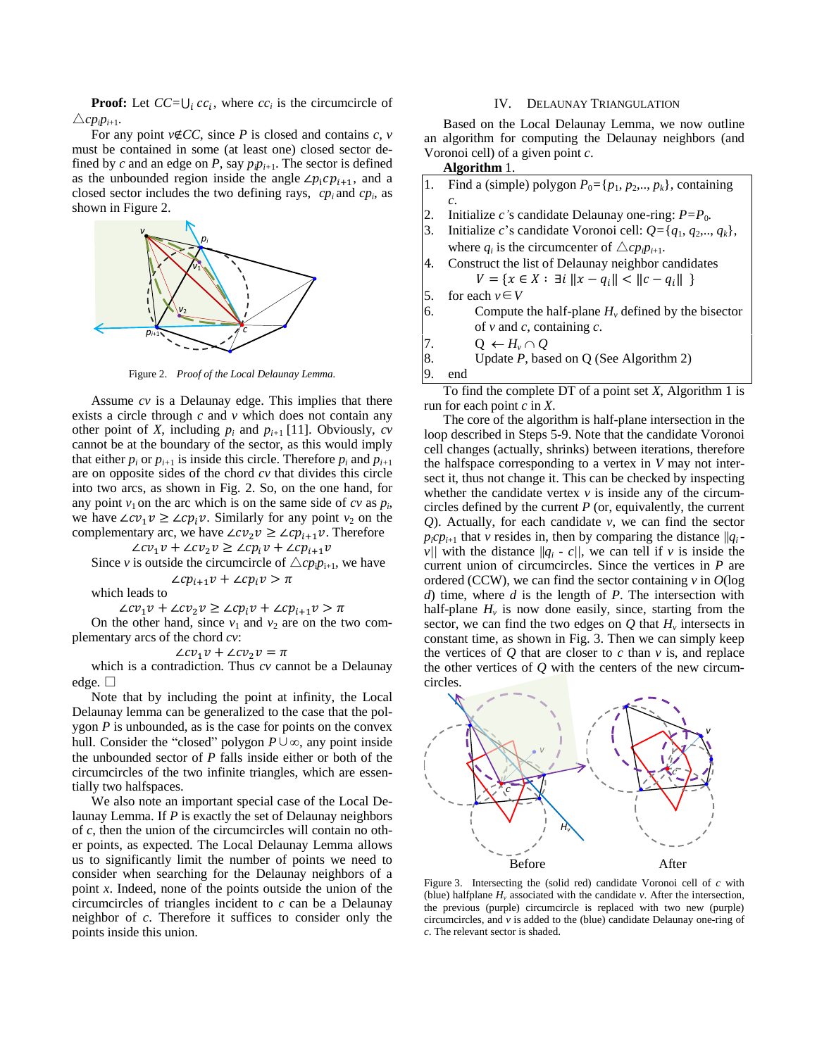**Proof:** Let $CC=\bigcup_i cc_i$, where $cc_i$ is the circumcircle of $\triangle cp_ip_{i+1}$.

For any point $v \notin CC$, since $P$ is closed and contains $c$, $v$ must be contained in some (at least one) closed sector defined by $c$ and an edge on $P$, say $p_ip_{i+1}$. The sector is defined as the unbounded region inside the angle $\angle p_icp_{i+1}$, and a closed sector includes the two defining rays, $cp_i$ and $cp_i$, as shown in Figure 2.

Figure 2. *Proof of the Local Delaunay Lemma.*

Assume $cv$ is a Delaunay edge. This implies that there exists a circle through $c$ and $v$ which does not contain any other point of $X$, including $p_i$ and $p_{i+1}$ [11]. Obviously, $cv$ cannot be at the boundary of the sector, as this would imply that either $p_i$ or $p_{i+1}$ is inside this circle. Therefore $p_i$ and $p_{i+1}$ are on opposite sides of the chord $cv$ that divides this circle into two arcs, as shown in Fig. 2. So, on the one hand, for any point $v_1$ on the arc which is on the same side of $cv$ as $p_i$, we have $\angle cv_1v \geq \angle cp_iv$. Similarly for any point $v_2$ on the complementary arc, we have $\angle cv_2v \geq \angle cp_{i+1}v$. Therefore

$$\angle cv_1v + \angle cv_2v \geq \angle cp_iv + \angle cp_{i+1}v$$

Since $v$ is outside the circumcircle of $\triangle cp_ip_{i+1}$, we have

$$\angle cp_{i+1}v + \angle cp_iv > \pi$$

which leads to

$$\angle cv_1v + \angle cv_2v \geq \angle cp_iv + \angle cp_{i+1}v > \pi$$

On the other hand, since $v_1$ and $v_2$ are on the two complementary arcs of the chord $cv$:

$$\angle cv_1v + \angle cv_2v = \pi$$

which is a contradiction. Thus $cv$ cannot be a Delaunay edge. □

Note that by including the point at infinity, the Local Delaunay lemma can be generalized to the case that the polygon $P$ is unbounded, as is the case for points on the convex hull. Consider the "closed" polygon $P \cup \infty$, any point inside the unbounded sector of $P$ falls inside either or both of the circumcircles of the two infinite triangles, which are essentially two halfspaces.

We also note an important special case of the Local Delaunay Lemma. If $P$ is exactly the set of Delaunay neighbors of $c$, then the union of the circumcircles will contain no other points, as expected. The Local Delaunay Lemma allows us to significantly limit the number of points we need to consider when searching for the Delaunay neighbors of a point $x$. Indeed, none of the points outside the union of the circumcircles of triangles incident to $c$ can be a Delaunay neighbor of $c$. Therefore it suffices to consider only the points inside this union.

## IV. Delaunay Triangulation

Based on the Local Delaunay Lemma, we now outline an algorithm for computing the Delaunay neighbors (and Voronoi cell) of a given point $c$.

**Algorithm** 1.

1. Find a (simple) polygon $P_0=\{p_1, p_2,.., p_k\}$, containing $c$.
2. Initialize $c$'s candidate Delaunay one-ring: $P=P_0$.
3. Initialize $c$'s candidate Voronoi cell: $Q=\{q_1, q_2,.., q_k\}$, where $q_i$ is the circumcenter of $\triangle cp_ip_{i+1}$.
4. Construct the list of Delaunay neighbor candidates
   $$V = \{x \in X : \exists i \; \|x - q_i\| < \|c - q_i\| \;\}$$
5. for each $v \in V$
6. Compute the half-plane $H_v$ defined by the bisector of $v$ and $c$, containing $c$.
7. $Q \leftarrow H_v \cap Q$
8. Update $P$, based on Q (See Algorithm 2)
9. end

To find the complete DT of a point set $X$, Algorithm 1 is run for each point $c$ in $X$.

The core of the algorithm is half-plane intersection in the loop described in Steps 5-9. Note that the candidate Voronoi cell changes (actually, shrinks) between iterations, therefore the halfspace corresponding to a vertex in $V$ may not intersect it, thus not change it. This can be checked by inspecting whether the candidate vertex $v$ is inside any of the circumcircles defined by the current $P$ (or, equivalently, the current $Q$). Actually, for each candidate $v$, we can find the sector $p_icp_{i+1}$ that $v$ resides in, then by comparing the distance $\|q_i - v\|$ with the distance $\|q_i - c\|$, we can tell if $v$ is inside the current union of circumcircles. Since the vertices in $P$ are ordered (CCW), we can find the sector containing $v$ in $O(\log d)$ time, where $d$ is the length of $P$. The intersection with half-plane $H_v$ is now done easily, since, starting from the sector, we can find the two edges on $Q$ that $H_v$ intersects in constant time, as shown in Fig. 3. Then we can simply keep the vertices of $Q$ that are closer to $c$ than $v$ is, and replace the other vertices of $Q$ with the centers of the new circumcircles.

Figure 3. Intersecting the (solid red) candidate Voronoi cell of $c$ with (blue) halfplane $H_v$ associated with the candidate $v$. After the intersection, the previous (purple) circumcircle is replaced with two new (purple) circumcircles, and $v$ is added to the (blue) candidate Delaunay one-ring of $c$. The relevant sector is shaded.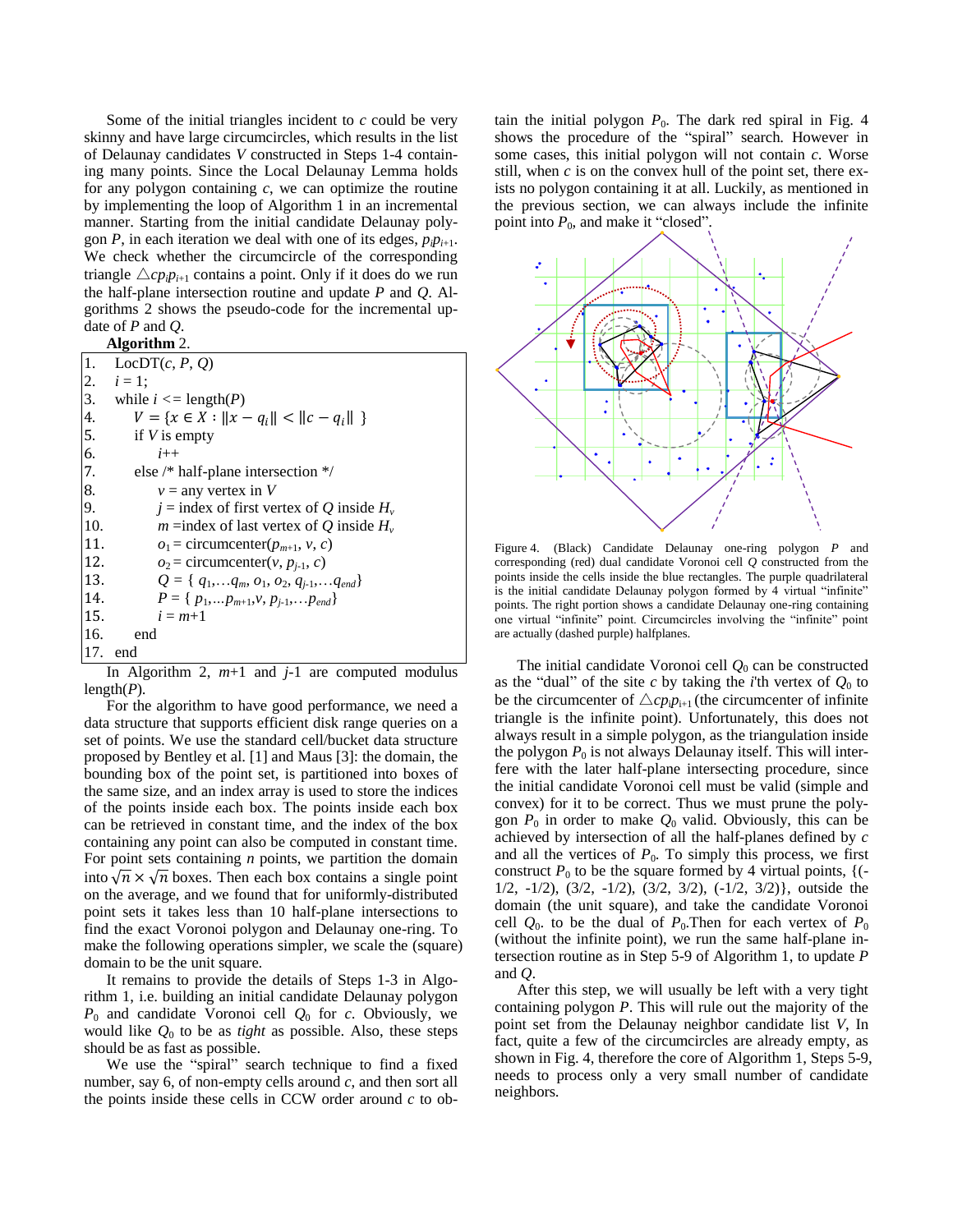Some of the initial triangles incident to $c$ could be very skinny and have large circumcircles, which results in the list of Delaunay candidates $V$ constructed in Steps 1-4 containing many points. Since the Local Delaunay Lemma holds for any polygon containing $c$, we can optimize the routine by implementing the loop of Algorithm 1 in an incremental manner. Starting from the initial candidate Delaunay polygon $P$, in each iteration we deal with one of its edges, $p_ip_{i+1}$. We check whether the circumcircle of the corresponding triangle $\triangle cp_ip_{i+1}$ contains a point. Only if it does do we run the half-plane intersection routine and update $P$ and $Q$. Algorithms 2 shows the pseudo-code for the incremental update of $P$ and $Q$.

**Algorithm** 2.

```
1.  LocDT(c, P, Q)
2.    i = 1;
3.    while i <= length(P)
4.      V = {x ∈ X : ||x − q_i|| < ||c − q_i|| }
5.      if V is empty
6.          i++
7.      else /* half-plane intersection */
8.          v = any vertex in V
9.          j = index of first vertex of Q inside H_v
10.         m = index of last vertex of Q inside H_v
11.         o1 = circumcenter(p_{m+1}, v, c)
12.         o2 = circumcenter(v, p_{j-1}, c)
13.         Q = { q_1,…q_m, o1, o2, q_{j-1},…q_end}
14.         P = { p_1,…p_{m+1}, v, p_{j-1},…p_end}
15.         i = m+1
16.     end
17. end
```

In Algorithm 2, $m$+1 and $j$-1 are computed modulus length($P$).

For the algorithm to have good performance, we need a data structure that supports efficient disk range queries on a set of points. We use the standard cell/bucket data structure proposed by Bentley et al. [1] and Maus [3]: the domain, the bounding box of the point set, is partitioned into boxes of the same size, and an index array is used to store the indices of the points inside each box. The points inside each box can be retrieved in constant time, and the index of the box containing any point can also be computed in constant time. For point sets containing $n$ points, we partition the domain into $\sqrt{n} \times \sqrt{n}$ boxes. Then each box contains a single point on the average, and we found that for uniformly-distributed point sets it takes less than 10 half-plane intersections to find the exact Voronoi polygon and Delaunay one-ring. To make the following operations simpler, we scale the (square) domain to be the unit square.

It remains to provide the details of Steps 1-3 in Algorithm 1, i.e. building an initial candidate Delaunay polygon $P_0$ and candidate Voronoi cell $Q_0$ for $c$. Obviously, we would like $Q_0$ to be as *tight* as possible. Also, these steps should be as fast as possible.

We use the "spiral" search technique to find a fixed number, say 6, of non-empty cells around $c$, and then sort all the points inside these cells in CCW order around $c$ to obtain the initial polygon $P_0$. The dark red spiral in Fig. 4 shows the procedure of the "spiral" search. However in some cases, this initial polygon will not contain $c$. Worse still, when $c$ is on the convex hull of the point set, there exists no polygon containing it at all. Luckily, as mentioned in the previous section, we can always include the infinite point into $P_0$, and make it "closed".

Figure 4. (Black) Candidate Delaunay one-ring polygon $P$ and corresponding (red) dual candidate Voronoi cell $Q$ constructed from the points inside the cells inside the blue rectangles. The purple quadrilateral is the initial candidate Delaunay polygon formed by 4 virtual "infinite" points. The right portion shows a candidate Delaunay one-ring containing one virtual "infinite" point. Circumcircles involving the "infinite" point are actually (dashed purple) halfplanes.

The initial candidate Voronoi cell $Q_0$ can be constructed as the "dual" of the site $c$ by taking the $i$'th vertex of $Q_0$ to be the circumcenter of $\triangle cp_ip_{i+1}$ (the circumcenter of infinite triangle is the infinite point). Unfortunately, this does not always result in a simple polygon, as the triangulation inside the polygon $P_0$ is not always Delaunay itself. This will interfere with the later half-plane intersecting procedure, since the initial candidate Voronoi cell must be valid (simple and convex) for it to be correct. Thus we must prune the polygon $P_0$ in order to make $Q_0$ valid. Obviously, this can be achieved by intersection of all the half-planes defined by $c$ and all the vertices of $P_0$. To simply this process, we first construct $P_0$ to be the square formed by 4 virtual points, {(-1/2, -1/2), (3/2, -1/2), (3/2, 3/2), (-1/2, 3/2)}, outside the domain (the unit square), and take the candidate Voronoi cell $Q_0$. to be the dual of $P_0$.Then for each vertex of $P_0$ (without the infinite point), we run the same half-plane intersection routine as in Step 5-9 of Algorithm 1, to update $P$ and $Q$.

After this step, we will usually be left with a very tight containing polygon $P$. This will rule out the majority of the point set from the Delaunay neighbor candidate list $V$, In fact, quite a few of the circumcircles are already empty, as shown in Fig. 4, therefore the core of Algorithm 1, Steps 5-9, needs to process only a very small number of candidate neighbors.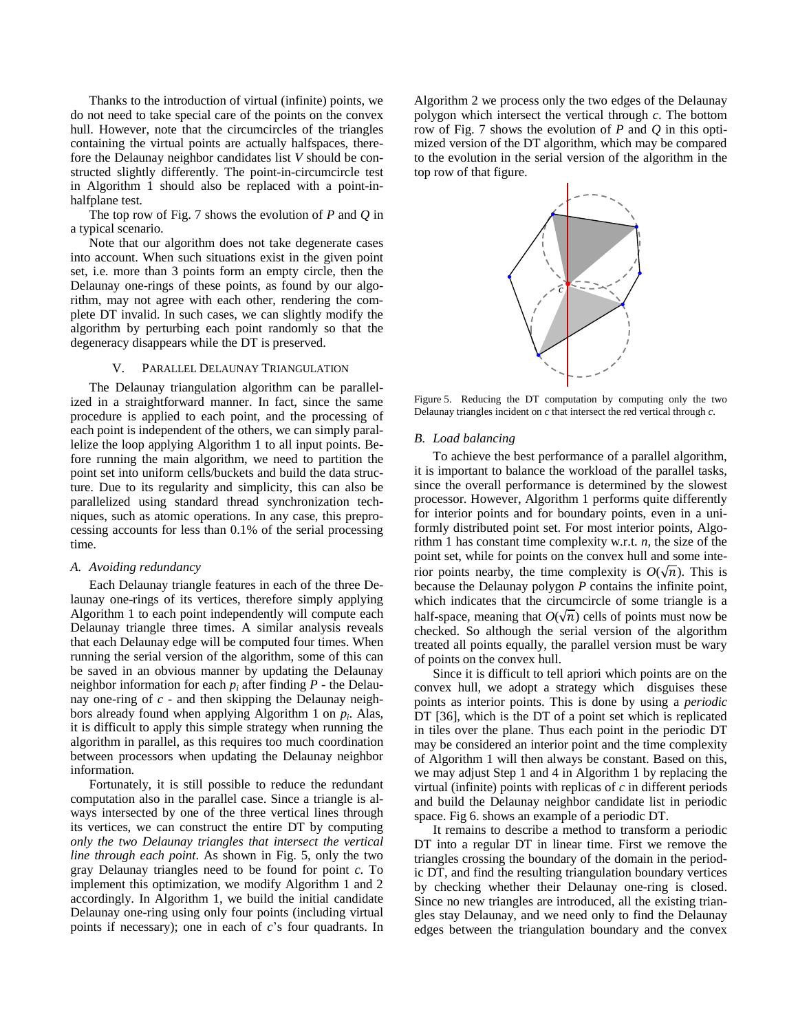Thanks to the introduction of virtual (infinite) points, we do not need to take special care of the points on the convex hull. However, note that the circumcircles of the triangles containing the virtual points are actually halfspaces, therefore the Delaunay neighbor candidates list $V$ should be constructed slightly differently. The point-in-circumcircle test in Algorithm 1 should also be replaced with a point-in-halfplane test.

The top row of Fig. 7 shows the evolution of $P$ and $Q$ in a typical scenario.

Note that our algorithm does not take degenerate cases into account. When such situations exist in the given point set, i.e. more than 3 points form an empty circle, then the Delaunay one-rings of these points, as found by our algorithm, may not agree with each other, rendering the complete DT invalid. In such cases, we can slightly modify the algorithm by perturbing each point randomly so that the degeneracy disappears while the DT is preserved.

## V. Parallel Delaunay Triangulation

The Delaunay triangulation algorithm can be parallelized in a straightforward manner. In fact, since the same procedure is applied to each point, and the processing of each point is independent of the others, we can simply parallelize the loop applying Algorithm 1 to all input points. Before running the main algorithm, we need to partition the point set into uniform cells/buckets and build the data structure. Due to its regularity and simplicity, this can also be parallelized using standard thread synchronization techniques, such as atomic operations. In any case, this preprocessing accounts for less than 0.1% of the serial processing time.

### A. Avoiding redundancy

Each Delaunay triangle features in each of the three Delaunay one-rings of its vertices, therefore simply applying Algorithm 1 to each point independently will compute each Delaunay triangle three times. A similar analysis reveals that each Delaunay edge will be computed four times. When running the serial version of the algorithm, some of this can be saved in an obvious manner by updating the Delaunay neighbor information for each $p_i$ after finding $P$ - the Delaunay one-ring of $c$ - and then skipping the Delaunay neighbors already found when applying Algorithm 1 on $p_i$. Alas, it is difficult to apply this simple strategy when running the algorithm in parallel, as this requires too much coordination between processors when updating the Delaunay neighbor information.

Fortunately, it is still possible to reduce the redundant computation also in the parallel case. Since a triangle is always intersected by one of the three vertical lines through its vertices, we can construct the entire DT by computing *only the two Delaunay triangles that intersect the vertical line through each point*. As shown in Fig. 5, only the two gray Delaunay triangles need to be found for point $c$. To implement this optimization, we modify Algorithm 1 and 2 accordingly. In Algorithm 1, we build the initial candidate Delaunay one-ring using only four points (including virtual points if necessary); one in each of $c$'s four quadrants. In Algorithm 2 we process only the two edges of the Delaunay polygon which intersect the vertical through $c$. The bottom row of Fig. 7 shows the evolution of $P$ and $Q$ in this optimized version of the DT algorithm, which may be compared to the evolution in the serial version of the algorithm in the top row of that figure.

Figure 5. Reducing the DT computation by computing only the two Delaunay triangles incident on $c$ that intersect the red vertical through $c$.

### B. Load balancing

To achieve the best performance of a parallel algorithm, it is important to balance the workload of the parallel tasks, since the overall performance is determined by the slowest processor. However, Algorithm 1 performs quite differently for interior points and for boundary points, even in a uniformly distributed point set. For most interior points, Algorithm 1 has constant time complexity w.r.t. $n$, the size of the point set, while for points on the convex hull and some interior points nearby, the time complexity is $O(\sqrt{n})$. This is because the Delaunay polygon $P$ contains the infinite point, which indicates that the circumcircle of some triangle is a half-space, meaning that $O(\sqrt{n})$ cells of points must now be checked. So although the serial version of the algorithm treated all points equally, the parallel version must be wary of points on the convex hull.

Since it is difficult to tell apriori which points are on the convex hull, we adopt a strategy which disguises these points as interior points. This is done by using a *periodic* DT [36], which is the DT of a point set which is replicated in tiles over the plane. Thus each point in the periodic DT may be considered an interior point and the time complexity of Algorithm 1 will then always be constant. Based on this, we may adjust Step 1 and 4 in Algorithm 1 by replacing the virtual (infinite) points with replicas of $c$ in different periods and build the Delaunay neighbor candidate list in periodic space. Fig 6. shows an example of a periodic DT.

It remains to describe a method to transform a periodic DT into a regular DT in linear time. First we remove the triangles crossing the boundary of the domain in the periodic DT, and find the resulting triangulation boundary vertices by checking whether their Delaunay one-ring is closed. Since no new triangles are introduced, all the existing triangles stay Delaunay, and we need only to find the Delaunay edges between the triangulation boundary and the convex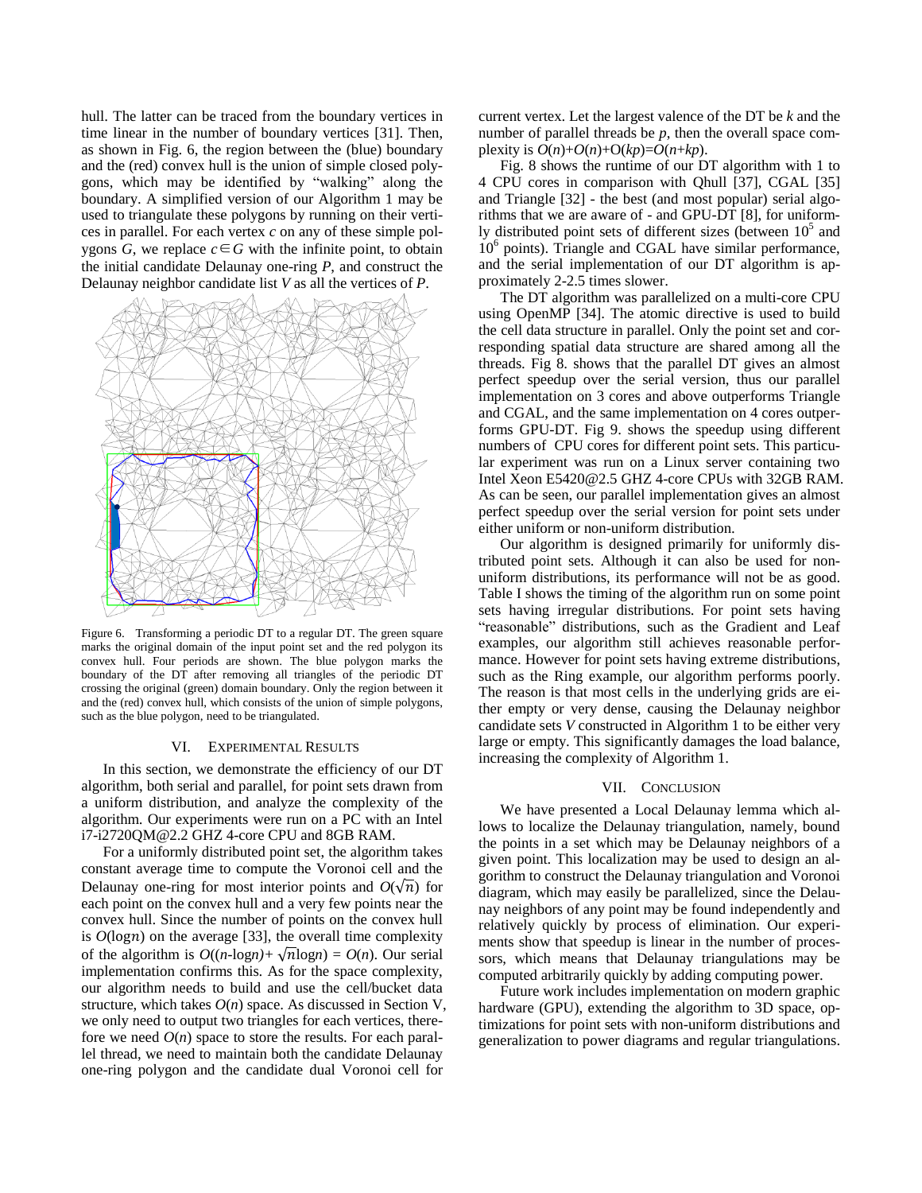hull. The latter can be traced from the boundary vertices in time linear in the number of boundary vertices [31]. Then, as shown in Fig. 6, the region between the (blue) boundary and the (red) convex hull is the union of simple closed polygons, which may be identified by "walking" along the boundary. A simplified version of our Algorithm 1 may be used to triangulate these polygons by running on their vertices in parallel. For each vertex $c$ on any of these simple polygons $G$, we replace $c \in G$ with the infinite point, to obtain the initial candidate Delaunay one-ring $P$, and construct the Delaunay neighbor candidate list $V$ as all the vertices of $P$.

Figure 6. Transforming a periodic DT to a regular DT. The green square marks the original domain of the input point set and the red polygon its convex hull. Four periods are shown. The blue polygon marks the boundary of the DT after removing all triangles of the periodic DT crossing the original (green) domain boundary. Only the region between it and the (red) convex hull, which consists of the union of simple polygons, such as the blue polygon, need to be triangulated.

## VI. Experimental Results

In this section, we demonstrate the efficiency of our DT algorithm, both serial and parallel, for point sets drawn from a uniform distribution, and analyze the complexity of the algorithm. Our experiments were run on a PC with an Intel i7-i2720QM@2.2 GHZ 4-core CPU and 8GB RAM.

For a uniformly distributed point set, the algorithm takes constant average time to compute the Voronoi cell and the Delaunay one-ring for most interior points and $O(\sqrt{n})$ for each point on the convex hull and a very few points near the convex hull. Since the number of points on the convex hull is $O(\log n)$ on the average [33], the overall time complexity of the algorithm is $O((n\text{-}\log n)+\sqrt{n}\log n) = O(n)$. Our serial implementation confirms this. As for the space complexity, our algorithm needs to build and use the cell/bucket data structure, which takes $O(n)$ space. As discussed in Section V, we only need to output two triangles for each vertices, therefore we need $O(n)$ space to store the results. For each parallel thread, we need to maintain both the candidate Delaunay one-ring polygon and the candidate dual Voronoi cell for current vertex. Let the largest valence of the DT be $k$ and the number of parallel threads be $p$, then the overall space complexity is $O(n)+O(n)+O(kp)=O(n+kp)$.

Fig. 8 shows the runtime of our DT algorithm with 1 to 4 CPU cores in comparison with Qhull [37], CGAL [35] and Triangle [32] - the best (and most popular) serial algorithms that we are aware of - and GPU-DT [8], for uniformly distributed point sets of different sizes (between $10^5$ and $10^6$ points). Triangle and CGAL have similar performance, and the serial implementation of our DT algorithm is approximately 2-2.5 times slower.

The DT algorithm was parallelized on a multi-core CPU using OpenMP [34]. The atomic directive is used to build the cell data structure in parallel. Only the point set and corresponding spatial data structure are shared among all the threads. Fig 8. shows that the parallel DT gives an almost perfect speedup over the serial version, thus our parallel implementation on 3 cores and above outperforms Triangle and CGAL, and the same implementation on 4 cores outperforms GPU-DT. Fig 9. shows the speedup using different numbers of CPU cores for different point sets. This particular experiment was run on a Linux server containing two Intel Xeon E5420@2.5 GHZ 4-core CPUs with 32GB RAM. As can be seen, our parallel implementation gives an almost perfect speedup over the serial version for point sets under either uniform or non-uniform distribution.

Our algorithm is designed primarily for uniformly distributed point sets. Although it can also be used for non-uniform distributions, its performance will not be as good. Table I shows the timing of the algorithm run on some point sets having irregular distributions. For point sets having "reasonable" distributions, such as the Gradient and Leaf examples, our algorithm still achieves reasonable performance. However for point sets having extreme distributions, such as the Ring example, our algorithm performs poorly. The reason is that most cells in the underlying grids are either empty or very dense, causing the Delaunay neighbor candidate sets $V$ constructed in Algorithm 1 to be either very large or empty. This significantly damages the load balance, increasing the complexity of Algorithm 1.

## VII. Conclusion

We have presented a Local Delaunay lemma which allows to localize the Delaunay triangulation, namely, bound the points in a set which may be Delaunay neighbors of a given point. This localization may be used to design an algorithm to construct the Delaunay triangulation and Voronoi diagram, which may easily be parallelized, since the Delaunay neighbors of any point may be found independently and relatively quickly by process of elimination. Our experiments show that speedup is linear in the number of processors, which means that Delaunay triangulations may be computed arbitrarily quickly by adding computing power.

Future work includes implementation on modern graphic hardware (GPU), extending the algorithm to 3D space, optimizations for point sets with non-uniform distributions and generalization to power diagrams and regular triangulations.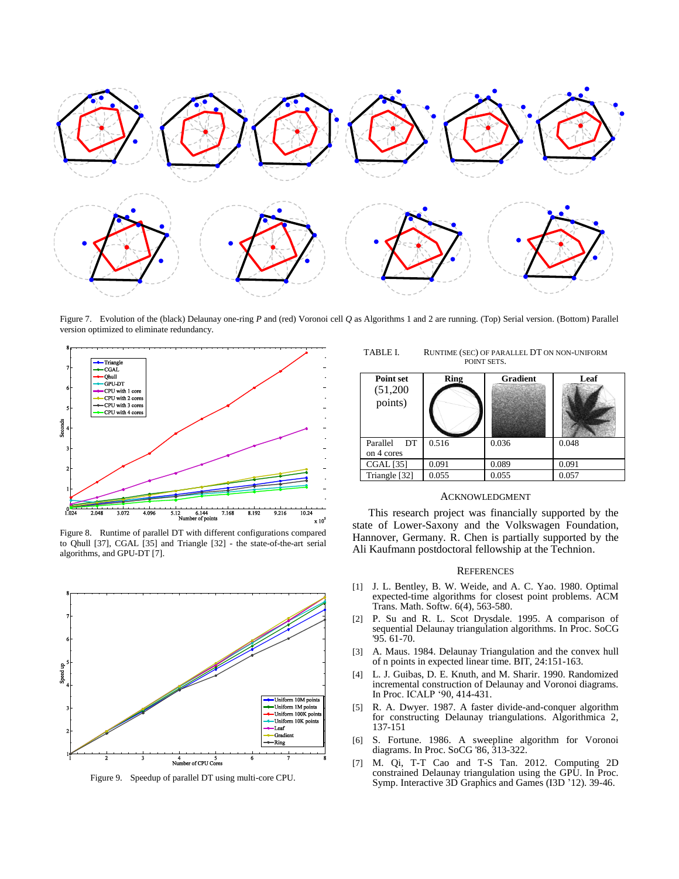Figure 7. Evolution of the (black) Delaunay one-ring $P$ and (red) Voronoi cell $Q$ as Algorithms 1 and 2 are running. (Top) Serial version. (Bottom) Parallel version optimized to eliminate redundancy.

Figure 8. Runtime of parallel DT with different configurations compared to Qhull [37], CGAL [35] and Triangle [32] - the state-of-the-art serial algorithms, and GPU-DT [7].

Figure 9. Speedup of parallel DT using multi-core CPU.

TABLE I. RUNTIME (SEC) OF PARALLEL DT ON NON-UNIFORM POINT SETS.

| Point set (51,200 points) | Ring | Gradient | Leaf |
|---|---|---|---|
| Parallel DT on 4 cores | 0.516 | 0.036 | 0.048 |
| CGAL [35] | 0.091 | 0.089 | 0.091 |
| Triangle [32] | 0.055 | 0.055 | 0.057 |

## ACKNOWLEDGMENT

This research project was financially supported by the state of Lower-Saxony and the Volkswagen Foundation, Hannover, Germany. R. Chen is partially supported by the Ali Kaufmann postdoctoral fellowship at the Technion.

## REFERENCES

[1] J. L. Bentley, B. W. Weide, and A. C. Yao. 1980. Optimal expected-time algorithms for closest point problems. ACM Trans. Math. Softw. 6(4), 563-580.

[2] P. Su and R. L. Scot Drysdale. 1995. A comparison of sequential Delaunay triangulation algorithms. In Proc. SoCG '95. 61-70.

[3] A. Maus. 1984. Delaunay Triangulation and the convex hull of n points in expected linear time. BIT, 24:151-163.

[4] L. J. Guibas, D. E. Knuth, and M. Sharir. 1990. Randomized incremental construction of Delaunay and Voronoi diagrams. In Proc. ICALP '90, 414-431.

[5] R. A. Dwyer. 1987. A faster divide-and-conquer algorithm for constructing Delaunay triangulations. Algorithmica 2, 137-151

[6] S. Fortune. 1986. A sweepline algorithm for Voronoi diagrams. In Proc. SoCG '86, 313-322.

[7] M. Qi, T-T Cao and T-S Tan. 2012. Computing 2D constrained Delaunay triangulation using the GPU. In Proc. Symp. Interactive 3D Graphics and Games (I3D '12). 39-46.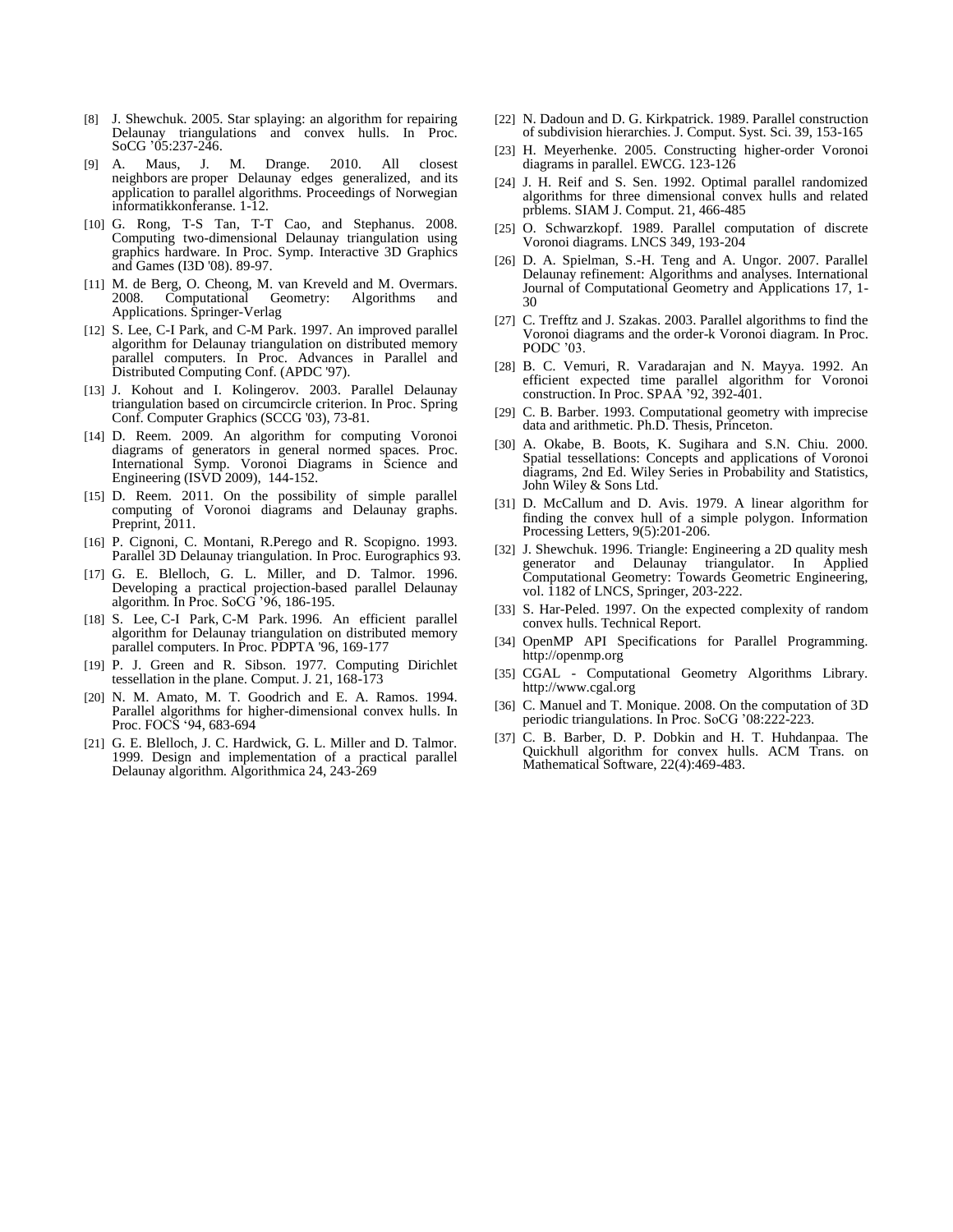[8] J. Shewchuk. 2005. Star splaying: an algorithm for repairing Delaunay triangulations and convex hulls. In Proc. SoCG '05:237-246.

[9] A. Maus, J. M. Drange. 2010. All closest neighbors are proper Delaunay edges generalized, and its application to parallel algorithms. Proceedings of Norwegian informatikkonferanse. 1-12.

[10] G. Rong, T-S Tan, T-T Cao, and Stephanus. 2008. Computing two-dimensional Delaunay triangulation using graphics hardware. In Proc. Symp. Interactive 3D Graphics and Games (I3D '08). 89-97.

[11] M. de Berg, O. Cheong, M. van Kreveld and M. Overmars. 2008. Computational Geometry: Algorithms and Applications. Springer-Verlag

[12] S. Lee, C-I Park, and C-M Park. 1997. An improved parallel algorithm for Delaunay triangulation on distributed memory parallel computers. In Proc. Advances in Parallel and Distributed Computing Conf. (APDC '97).

[13] J. Kohout and I. Kolingerov. 2003. Parallel Delaunay triangulation based on circumcircle criterion. In Proc. Spring Conf. Computer Graphics (SCCG '03), 73-81.

[14] D. Reem. 2009. An algorithm for computing Voronoi diagrams of generators in general normed spaces. Proc. International Symp. Voronoi Diagrams in Science and Engineering (ISVD 2009), 144-152.

[15] D. Reem. 2011. On the possibility of simple parallel computing of Voronoi diagrams and Delaunay graphs. Preprint, 2011.

[16] P. Cignoni, C. Montani, R.Perego and R. Scopigno. 1993. Parallel 3D Delaunay triangulation. In Proc. Eurographics 93.

[17] G. E. Blelloch, G. L. Miller, and D. Talmor. 1996. Developing a practical projection-based parallel Delaunay algorithm. In Proc. SoCG '96, 186-195.

[18] S. Lee, C-I Park, C-M Park. 1996. An efficient parallel algorithm for Delaunay triangulation on distributed memory parallel computers. In Proc. PDPTA '96, 169-177

[19] P. J. Green and R. Sibson. 1977. Computing Dirichlet tessellation in the plane. Comput. J. 21, 168-173

[20] N. M. Amato, M. T. Goodrich and E. A. Ramos. 1994. Parallel algorithms for higher-dimensional convex hulls. In Proc. FOCS '94, 683-694

[21] G. E. Blelloch, J. C. Hardwick, G. L. Miller and D. Talmor. 1999. Design and implementation of a practical parallel Delaunay algorithm. Algorithmica 24, 243-269

[22] N. Dadoun and D. G. Kirkpatrick. 1989. Parallel construction of subdivision hierarchies. J. Comput. Syst. Sci. 39, 153-165

[23] H. Meyerhenke. 2005. Constructing higher-order Voronoi diagrams in parallel. EWCG. 123-126

[24] J. H. Reif and S. Sen. 1992. Optimal parallel randomized algorithms for three dimensional convex hulls and related prblems. SIAM J. Comput. 21, 466-485

[25] O. Schwarzkopf. 1989. Parallel computation of discrete Voronoi diagrams. LNCS 349, 193-204

[26] D. A. Spielman, S.-H. Teng and A. Ungor. 2007. Parallel Delaunay refinement: Algorithms and analyses. International Journal of Computational Geometry and Applications 17, 1-30

[27] C. Trefftz and J. Szakas. 2003. Parallel algorithms to find the Voronoi diagrams and the order-k Voronoi diagram. In Proc. PODC '03.

[28] B. C. Vemuri, R. Varadarajan and N. Mayya. 1992. An efficient expected time parallel algorithm for Voronoi construction. In Proc. SPAA '92, 392-401.

[29] C. B. Barber. 1993. Computational geometry with imprecise data and arithmetic. Ph.D. Thesis, Princeton.

[30] A. Okabe, B. Boots, K. Sugihara and S.N. Chiu. 2000. Spatial tessellations: Concepts and applications of Voronoi diagrams, 2nd Ed. Wiley Series in Probability and Statistics, John Wiley & Sons Ltd.

[31] D. McCallum and D. Avis. 1979. A linear algorithm for finding the convex hull of a simple polygon. Information Processing Letters, 9(5):201-206.

[32] J. Shewchuk. 1996. Triangle: Engineering a 2D quality mesh generator and Delaunay triangulator. In Applied Computational Geometry: Towards Geometric Engineering, vol. 1182 of LNCS, Springer, 203-222.

[33] S. Har-Peled. 1997. On the expected complexity of random convex hulls. Technical Report.

[34] OpenMP API Specifications for Parallel Programming. http://openmp.org

[35] CGAL - Computational Geometry Algorithms Library. http://www.cgal.org

[36] C. Manuel and T. Monique. 2008. On the computation of 3D periodic triangulations. In Proc. SoCG '08:222-223.

[37] C. B. Barber, D. P. Dobkin and H. T. Huhdanpaa. The Quickhull algorithm for convex hulls. ACM Trans. on Mathematical Software, 22(4):469-483.